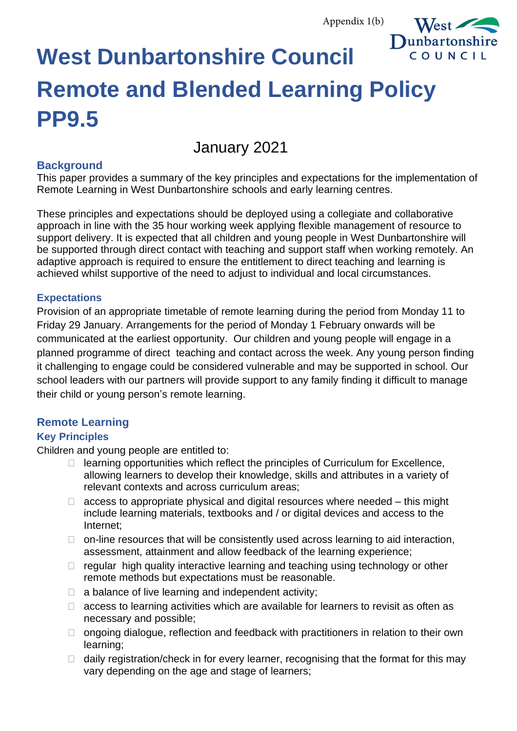Appendix 1(b)

# West Dunbartonshire Council Remote and Blended Learning Policy PP9.5

January 2021

### Background

This paper provides a summary of the key principles and expectations for the implementation of Remote Learning in West Dunbartonshire schools and early learning centres.

These principles and expectations should be deployed using a collegiate and collaborative approach in line with the 35 hour working week applying flexible management of resource to support delivery. It is expected that all children and young people in West Dunbartonshire will be supported through direct contact with teaching and support staff when working remotely. An adaptive approach is required to ensure the entitlement to direct teaching and learning is achieved whilst supportive of the need to adjust to individual and local circumstances.

### Expectations

Provision of an appropriate timetable of remote learning during the period from Monday 11 to Friday 29 January. Arrangements for the period of Monday 1 February onwards will be communicated at the earliest opportunity. Our children and young people will engage in a planned programme of direct teaching and contact across the week. Any young person finding it challenging to engage could be considered vulnerable and may be supported in school. Our school leaders with our partners will provide support to any family finding it difficult to manage their child or young person's remote learning.

### Remote Learning

### Key Principles

Children and young people are entitled to:

- learning opportunities which reflect the principles of Curriculum for Excellence, allowing learners to develop their knowledge, skills and attributes in a variety of relevant contexts and across curriculum areas;
- access to appropriate physical and digital resources where needed – this might include learning materials, textbooks and / or digital devices and access to the Internet;
- on-line resources that will be consistently used across learning to aid interaction, assessment, attainment and allow feedback of the learning experience;
- regular high quality interactive learning and teaching using technology or other remote methods but expectations must be reasonable.
- a balance of live learning and independent activity;
- access to learning activities which are available for learners to revisit as often as necessary and possible;
- ongoing dialogue, reflection and feedback with practitioners in relation to their own learning;
- daily registration/check in for every learner, recognising that the format for this may vary depending on the age and stage of learners;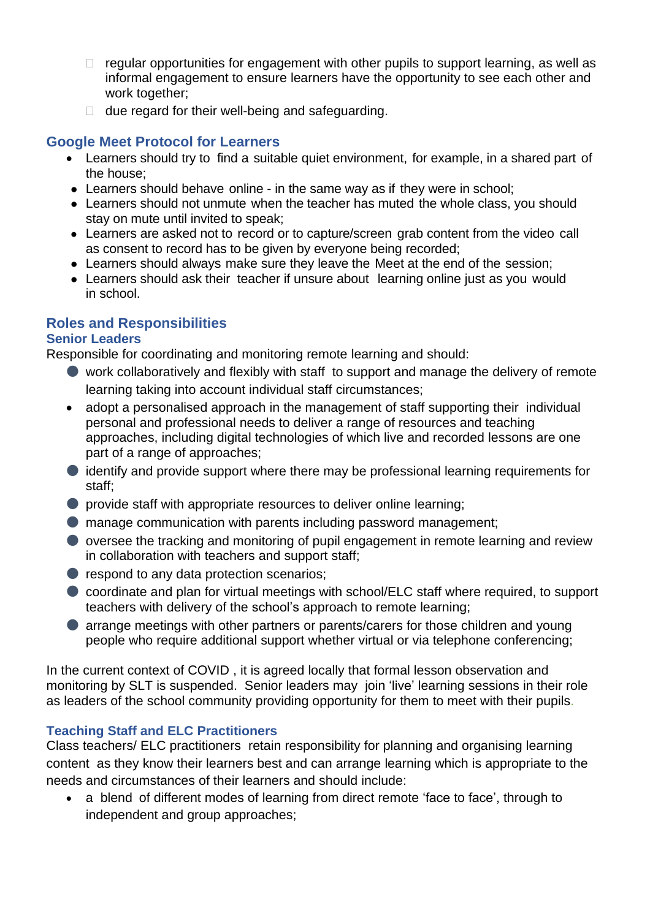- regular opportunities for engagement with other pupils to support learning, as well as informal engagement to ensure learners have the opportunity to see each other and work together;
- due regard for their well-being and safeguarding.

### Google Meet Protocol for Learners

- Learners should try to find a suitable quiet environment, for example, in a shared part of the house;
- Learners should behave online - in the same way as if they were in school;
- Learners should not unmute when the teacher has muted the whole class, you should stay on mute until invited to speak;
- Learners are asked not to record or to capture/screen grab content from the video call as consent to record has to be given by everyone being recorded;
- Learners should always make sure they leave the Meet at the end of the session;
- Learners should ask their teacher if unsure about learning online just as you would in school.

### Roles and Responsibilities

#### Senior Leaders

Responsible for coordinating and monitoring remote learning and should:

- work collaboratively and flexibly with staff to support and manage the delivery of remote learning taking into account individual staff circumstances;
- adopt a personalised approach in the management of staff supporting their individual personal and professional needs to deliver a range of resources and teaching approaches, including digital technologies of which live and recorded lessons are one part of a range of approaches;
- identify and provide support where there may be professional learning requirements for staff;
- provide staff with appropriate resources to deliver online learning;
- manage communication with parents including password management;
- oversee the tracking and monitoring of pupil engagement in remote learning and review in collaboration with teachers and support staff;
- respond to any data protection scenarios;
- coordinate and plan for virtual meetings with school/ELC staff where required, to support teachers with delivery of the school's approach to remote learning;
- arrange meetings with other partners or parents/carers for those children and young people who require additional support whether virtual or via telephone conferencing;

In the current context of COVID , it is agreed locally that formal lesson observation and monitoring by SLT is suspended. Senior leaders may join 'live' learning sessions in their role as leaders of the school community providing opportunity for them to meet with their pupils.

#### Teaching Staff and ELC Practitioners

Class teachers/ ELC practitioners retain responsibility for planning and organising learning content as they know their learners best and can arrange learning which is appropriate to the needs and circumstances of their learners and should include:

- a blend of different modes of learning from direct remote 'face to face', through to independent and group approaches;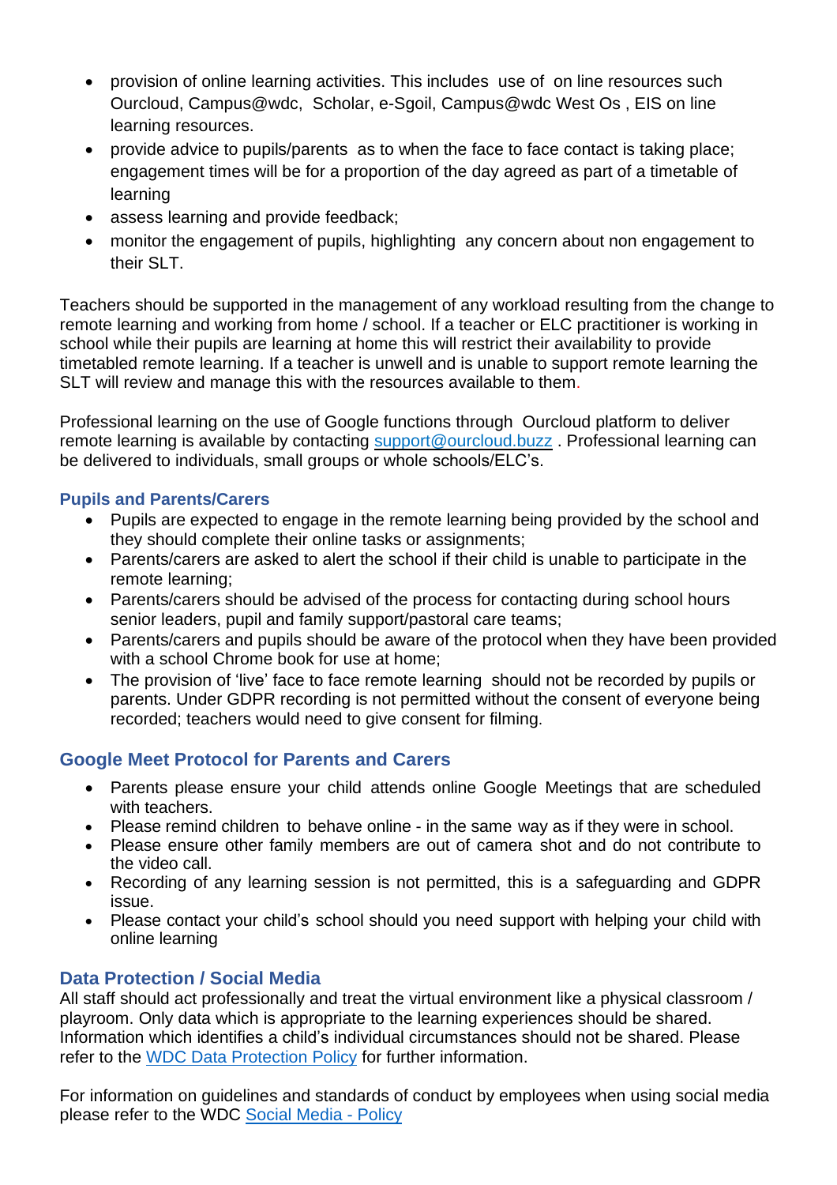- provision of online learning activities. This includes use of on line resources such Ourcloud, Campus@wdc, Scholar, e-Sgoil, Campus@wdc West Os , EIS on line learning resources.
- provide advice to pupils/parents as to when the face to face contact is taking place; engagement times will be for a proportion of the day agreed as part of a timetable of learning
- assess learning and provide feedback;
- monitor the engagement of pupils, highlighting any concern about non engagement to their SLT.

Teachers should be supported in the management of any workload resulting from the change to remote learning and working from home / school. If a teacher or ELC practitioner is working in school while their pupils are learning at home this will restrict their availability to provide timetabled remote learning. If a teacher is unwell and is unable to support remote learning the SLT will review and manage this with the resources available to them.

Professional learning on the use of Google functions through Ourcloud platform to deliver remote learning is available by contacting [support@ourcloud.buzz](mailto:support@ourcloud.buzz) . Professional learning can be delivered to individuals, small groups or whole schools/ELC's.

### Pupils and Parents/Carers

- Pupils are expected to engage in the remote learning being provided by the school and they should complete their online tasks or assignments;
- Parents/carers are asked to alert the school if their child is unable to participate in the remote learning;
- Parents/carers should be advised of the process for contacting during school hours senior leaders, pupil and family support/pastoral care teams;
- Parents/carers and pupils should be aware of the protocol when they have been provided with a school Chrome book for use at home;
- The provision of 'live' face to face remote learning should not be recorded by pupils or parents. Under GDPR recording is not permitted without the consent of everyone being recorded; teachers would need to give consent for filming.

## Google Meet Protocol for Parents and Carers

- Parents please ensure your child attends online Google Meetings that are scheduled with teachers.
- Please remind children to behave online - in the same way as if they were in school.
- Please ensure other family members are out of camera shot and do not contribute to the video call.
- Recording of any learning session is not permitted, this is a safeguarding and GDPR issue.
- Please contact your child's school should you need support with helping your child with online learning

## Data Protection / Social Media

All staff should act professionally and treat the virtual environment like a physical classroom / playroom. Only data which is appropriate to the learning experiences should be shared. Information which identifies a child's individual circumstances should not be shared. Please refer to the WDC Data Protection Policy for further information.

For information on guidelines and standards of conduct by employees when using social media please refer to the WDC Social Media - Policy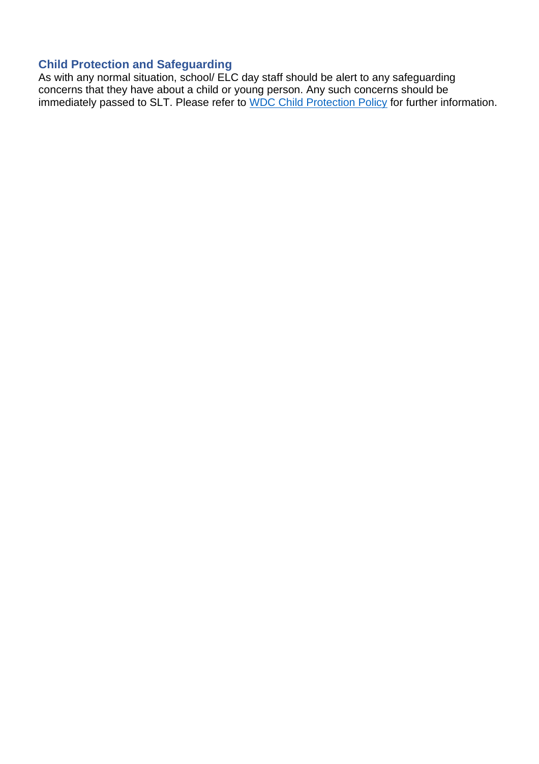### Child Protection and Safeguarding

As with any normal situation, school/ ELC day staff should be alert to any safeguarding concerns that they have about a child or young person. Any such concerns should be immediately passed to SLT. Please refer to WDC Child Protection Policy for further information.